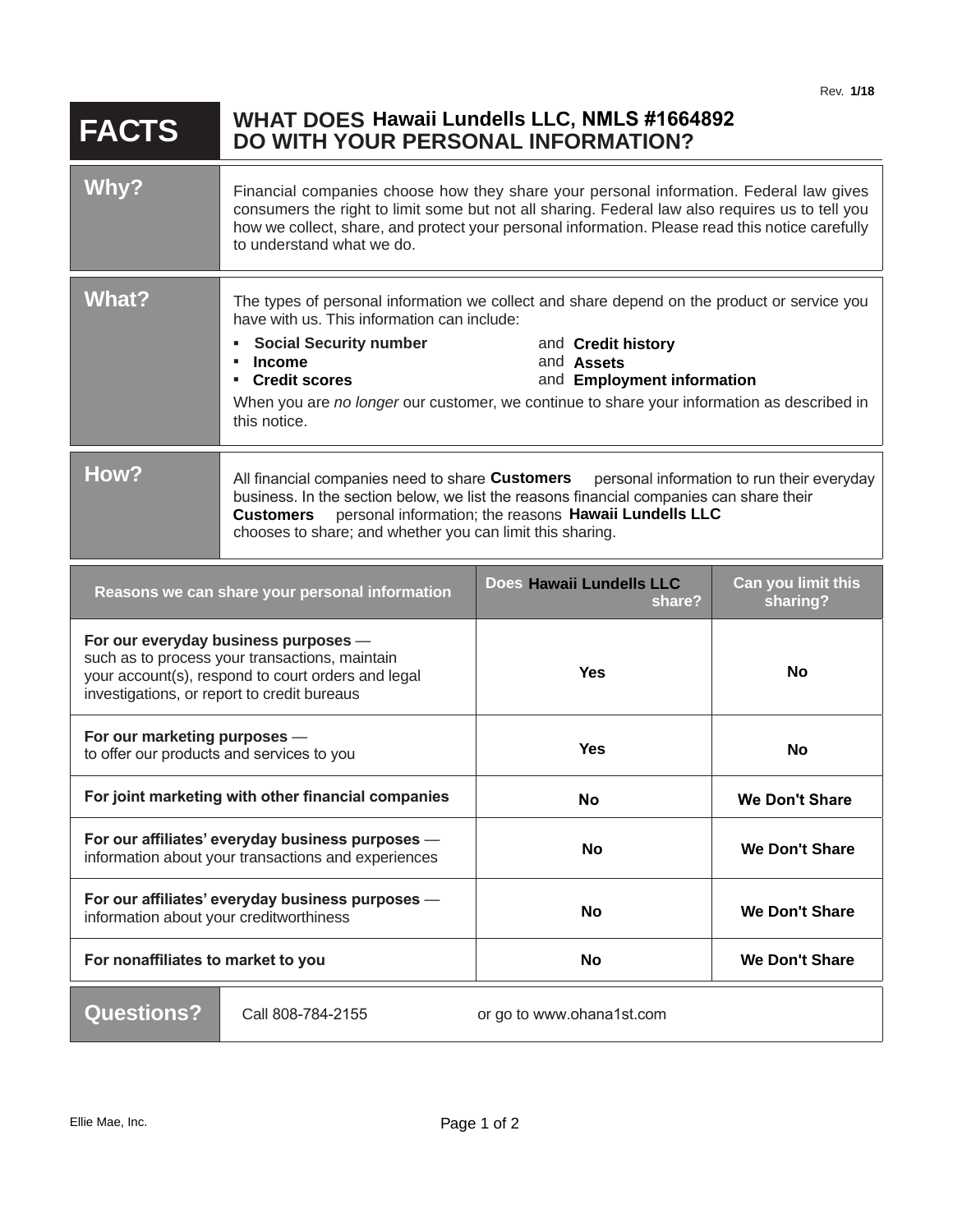Rev. 1/18

# FACTS — WHAT DOES Hawaii Lundells LLC, NMLS #1664892 DO WITH YOUR PERSONAL INFORMATION?

## Why?

Financial companies choose how they share your personal information. Federal law gives consumers the right to limit some but not all sharing. Federal law also requires us to tell you how we collect, share, and protect your personal information. Please read this notice carefully to understand what we do.

## What?

The types of personal information we collect and share depend on the product or service you have with us. This information can include:

- **Social Security number** and **Credit history**
- **Income** and **Assets**
- **Credit scores** and **Employment information**

When you are *no longer* our customer, we continue to share your information as described in this notice.

## How?

All financial companies need to share **Customers** personal information to run their everyday business. In the section below, we list the reasons financial companies can share their **Customers** personal information; the reasons **Hawaii Lundells LLC** chooses to share; and whether you can limit this sharing.

| Reasons we can share your personal information | Does Hawaii Lundells LLC share? | Can you limit this sharing? |
|---|---|---|
| **For our everyday business purposes** — such as to process your transactions, maintain your account(s), respond to court orders and legal investigations, or report to credit bureaus | **Yes** | **No** |
| **For our marketing purposes** — to offer our products and services to you | **Yes** | **No** |
| **For joint marketing with other financial companies** | **No** | **We Don't Share** |
| **For our affiliates' everyday business purposes** — information about your transactions and experiences | **No** | **We Don't Share** |
| **For our affiliates' everyday business purposes** — information about your creditworthiness | **No** | **We Don't Share** |
| **For nonaffiliates to market to you** | **No** | **We Don't Share** |

## Questions?

Call 808-784-2155 or go to www.ohana1st.com

Ellie Mae, Inc.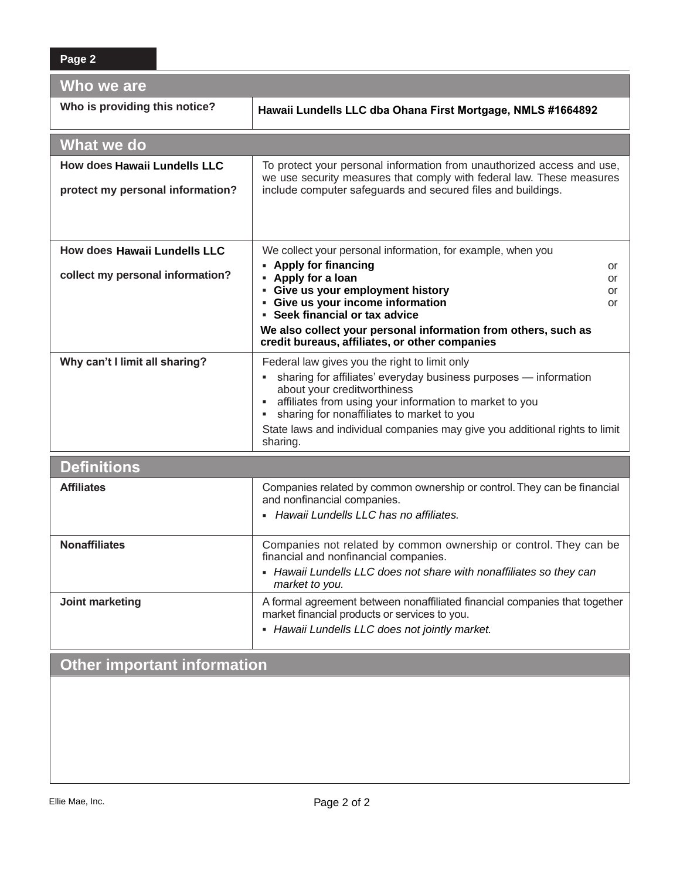| Who we are | |
|---|---|
| **Who is providing this notice?** | **Hawaii Lundells LLC dba Ohana First Mortgage, NMLS #1664892** |

| What we do | |
|---|---|
| **How does Hawaii Lundells LLC protect my personal information?** | To protect your personal information from unauthorized access and use, we use security measures that comply with federal law. These measures include computer safeguards and secured files and buildings. |
| **How does Hawaii Lundells LLC collect my personal information?** | We collect your personal information, for example, when you<br>▪ **Apply for financing** or<br>▪ **Apply for a loan** or<br>▪ **Give us your employment history** or<br>▪ **Give us your income information** or<br>▪ **Seek financial or tax advice**<br>**We also collect your personal information from others, such as credit bureaus, affiliates, or other companies** |
| **Why can't I limit all sharing?** | Federal law gives you the right to limit only<br>▪ sharing for affiliates' everyday business purposes — information about your creditworthiness<br>▪ affiliates from using your information to market to you<br>▪ sharing for nonaffiliates to market to you<br>State laws and individual companies may give you additional rights to limit sharing. |

| Definitions | |
|---|---|
| **Affiliates** | Companies related by common ownership or control. They can be financial and nonfinancial companies.<br>▪ *Hawaii Lundells LLC has no affiliates.* |
| **Nonaffiliates** | Companies not related by common ownership or control. They can be financial and nonfinancial companies.<br>▪ *Hawaii Lundells LLC does not share with nonaffiliates so they can market to you.* |
| **Joint marketing** | A formal agreement between nonaffiliated financial companies that together market financial products or services to you.<br>▪ *Hawaii Lundells LLC does not jointly market.* |

## Other important information

Ellie Mae, Inc.